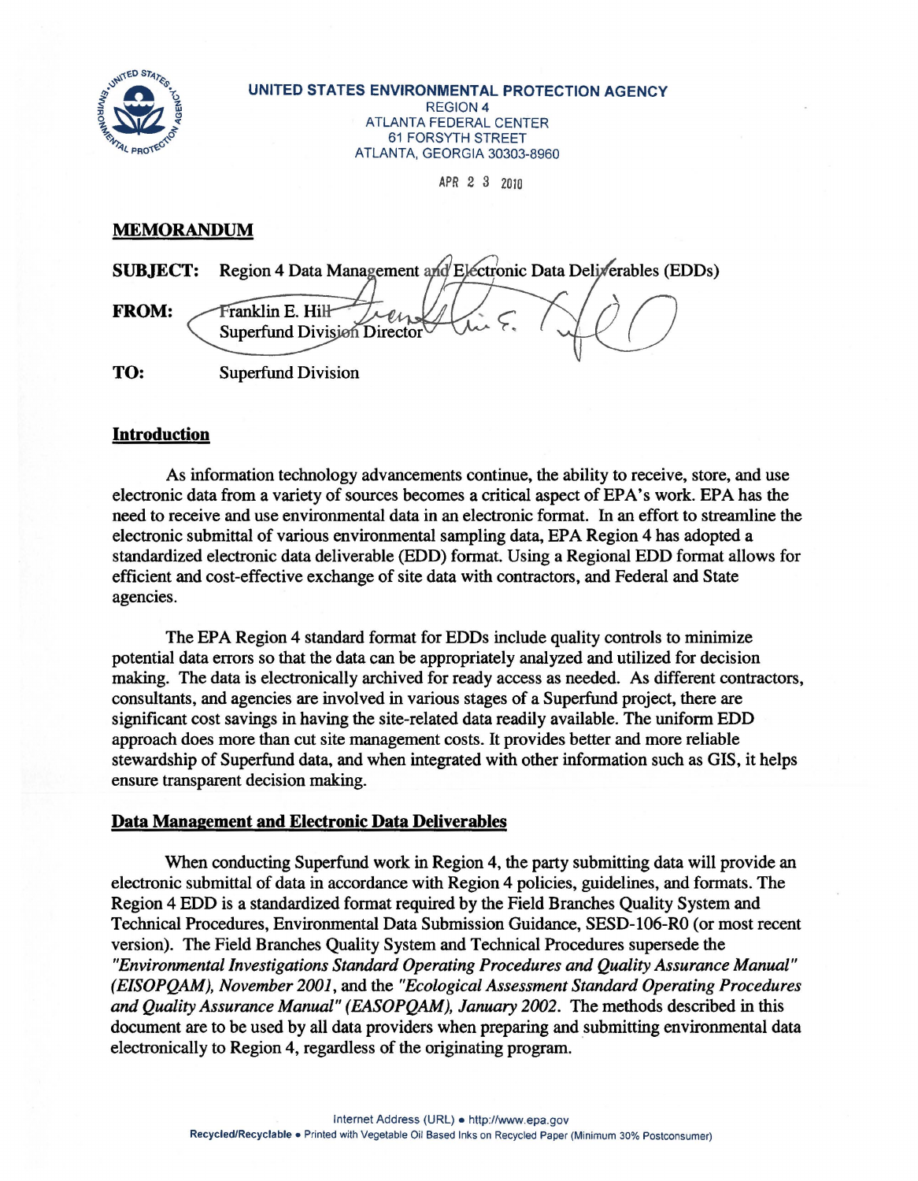UNITED STATES ENVIRONMENTAL PROTECTION AGENCY
REGION 4
ATLANTA FEDERAL CENTER
61 FORSYTH STREET
ATLANTA, GEORGIA 30303-8960

APR 23 2010

**MEMORANDUM**

**SUBJECT:** Region 4 Data Management and Electronic Data Deliverables (EDDs)

**FROM:** Franklin E. Hill
Superfund Division Director

**TO:** Superfund Division

## Introduction

As information technology advancements continue, the ability to receive, store, and use electronic data from a variety of sources becomes a critical aspect of EPA's work. EPA has the need to receive and use environmental data in an electronic format. In an effort to streamline the electronic submittal of various environmental sampling data, EPA Region 4 has adopted a standardized electronic data deliverable (EDD) format. Using a Regional EDD format allows for efficient and cost-effective exchange of site data with contractors, and Federal and State agencies.

The EPA Region 4 standard format for EDDs include quality controls to minimize potential data errors so that the data can be appropriately analyzed and utilized for decision making. The data is electronically archived for ready access as needed. As different contractors, consultants, and agencies are involved in various stages of a Superfund project, there are significant cost savings in having the site-related data readily available. The uniform EDD approach does more than cut site management costs. It provides better and more reliable stewardship of Superfund data, and when integrated with other information such as GIS, it helps ensure transparent decision making.

## Data Management and Electronic Data Deliverables

When conducting Superfund work in Region 4, the party submitting data will provide an electronic submittal of data in accordance with Region 4 policies, guidelines, and formats. The Region 4 EDD is a standardized format required by the Field Branches Quality System and Technical Procedures, Environmental Data Submission Guidance, SESD-106-R0 (or most recent version). The Field Branches Quality System and Technical Procedures supersede the *"Environmental Investigations Standard Operating Procedures and Quality Assurance Manual" (EISOPQAM), November 2001*, and the *"Ecological Assessment Standard Operating Procedures and Quality Assurance Manual" (EASOPQAM), January 2002*. The methods described in this document are to be used by all data providers when preparing and submitting environmental data electronically to Region 4, regardless of the originating program.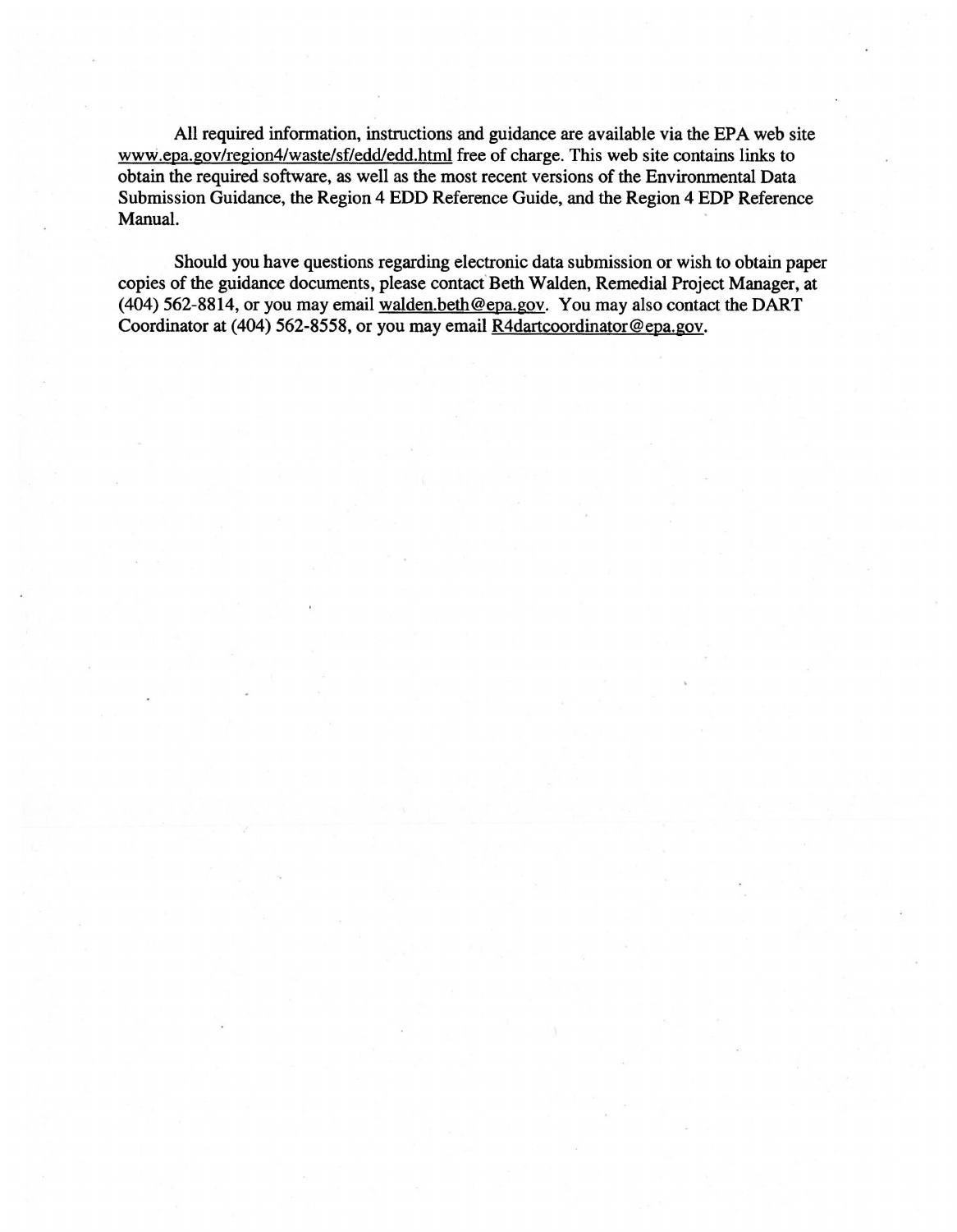All required information, instructions and guidance are available via the EPA web site www.epa.gov/region4/waste/sf/edd/edd.html free of charge. This web site contains links to obtain the required software, as well as the most recent versions of the Environmental Data Submission Guidance, the Region 4 EDD Reference Guide, and the Region 4 EDP Reference Manual.

Should you have questions regarding electronic data submission or wish to obtain paper copies of the guidance documents, please contact Beth Walden, Remedial Project Manager, at (404) 562-8814, or you may email walden.beth@epa.gov. You may also contact the DART Coordinator at (404) 562-8558, or you may email R4dartcoordinator@epa.gov.